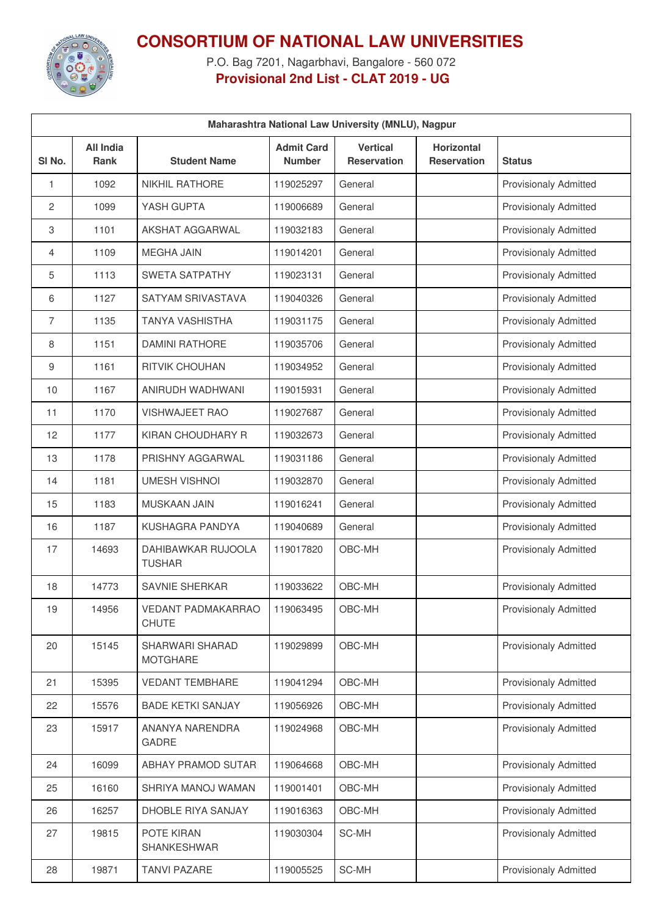# CONSORTIUM OF NATIONAL LAW UNIVERSITIES

P.O. Bag 7201, Nagarbhavi, Bangalore - 560 072

**Provisional 2nd List - CLAT 2019 - UG**

| Maharashtra National Law University (MNLU), Nagpur | | | | | | |
|---|---|---|---|---|---|---|
| **Sl No.** | **All India Rank** | **Student Name** | **Admit Card Number** | **Vertical Reservation** | **Horizontal Reservation** | **Status** |
| 1 | 1092 | NIKHIL RATHORE | 119025297 | General | | Provisionaly Admitted |
| 2 | 1099 | YASH GUPTA | 119006689 | General | | Provisionaly Admitted |
| 3 | 1101 | AKSHAT AGGARWAL | 119032183 | General | | Provisionaly Admitted |
| 4 | 1109 | MEGHA JAIN | 119014201 | General | | Provisionaly Admitted |
| 5 | 1113 | SWETA SATPATHY | 119023131 | General | | Provisionaly Admitted |
| 6 | 1127 | SATYAM SRIVASTAVA | 119040326 | General | | Provisionaly Admitted |
| 7 | 1135 | TANYA VASHISTHA | 119031175 | General | | Provisionaly Admitted |
| 8 | 1151 | DAMINI RATHORE | 119035706 | General | | Provisionaly Admitted |
| 9 | 1161 | RITVIK CHOUHAN | 119034952 | General | | Provisionaly Admitted |
| 10 | 1167 | ANIRUDH WADHWANI | 119015931 | General | | Provisionaly Admitted |
| 11 | 1170 | VISHWAJEET RAO | 119027687 | General | | Provisionaly Admitted |
| 12 | 1177 | KIRAN CHOUDHARY R | 119032673 | General | | Provisionaly Admitted |
| 13 | 1178 | PRISHNY AGGARWAL | 119031186 | General | | Provisionaly Admitted |
| 14 | 1181 | UMESH VISHNOI | 119032870 | General | | Provisionaly Admitted |
| 15 | 1183 | MUSKAAN JAIN | 119016241 | General | | Provisionaly Admitted |
| 16 | 1187 | KUSHAGRA PANDYA | 119040689 | General | | Provisionaly Admitted |
| 17 | 14693 | DAHIBAWKAR RUJOOLA TUSHAR | 119017820 | OBC-MH | | Provisionaly Admitted |
| 18 | 14773 | SAVNIE SHERKAR | 119033622 | OBC-MH | | Provisionaly Admitted |
| 19 | 14956 | VEDANT PADMAKARRAO CHUTE | 119063495 | OBC-MH | | Provisionaly Admitted |
| 20 | 15145 | SHARWARI SHARAD MOTGHARE | 119029899 | OBC-MH | | Provisionaly Admitted |
| 21 | 15395 | VEDANT TEMBHARE | 119041294 | OBC-MH | | Provisionaly Admitted |
| 22 | 15576 | BADE KETKI SANJAY | 119056926 | OBC-MH | | Provisionaly Admitted |
| 23 | 15917 | ANANYA NARENDRA GADRE | 119024968 | OBC-MH | | Provisionaly Admitted |
| 24 | 16099 | ABHAY PRAMOD SUTAR | 119064668 | OBC-MH | | Provisionaly Admitted |
| 25 | 16160 | SHRIYA MANOJ WAMAN | 119001401 | OBC-MH | | Provisionaly Admitted |
| 26 | 16257 | DHOBLE RIYA SANJAY | 119016363 | OBC-MH | | Provisionaly Admitted |
| 27 | 19815 | POTE KIRAN SHANKESHWAR | 119030304 | SC-MH | | Provisionaly Admitted |
| 28 | 19871 | TANVI PAZARE | 119005525 | SC-MH | | Provisionaly Admitted |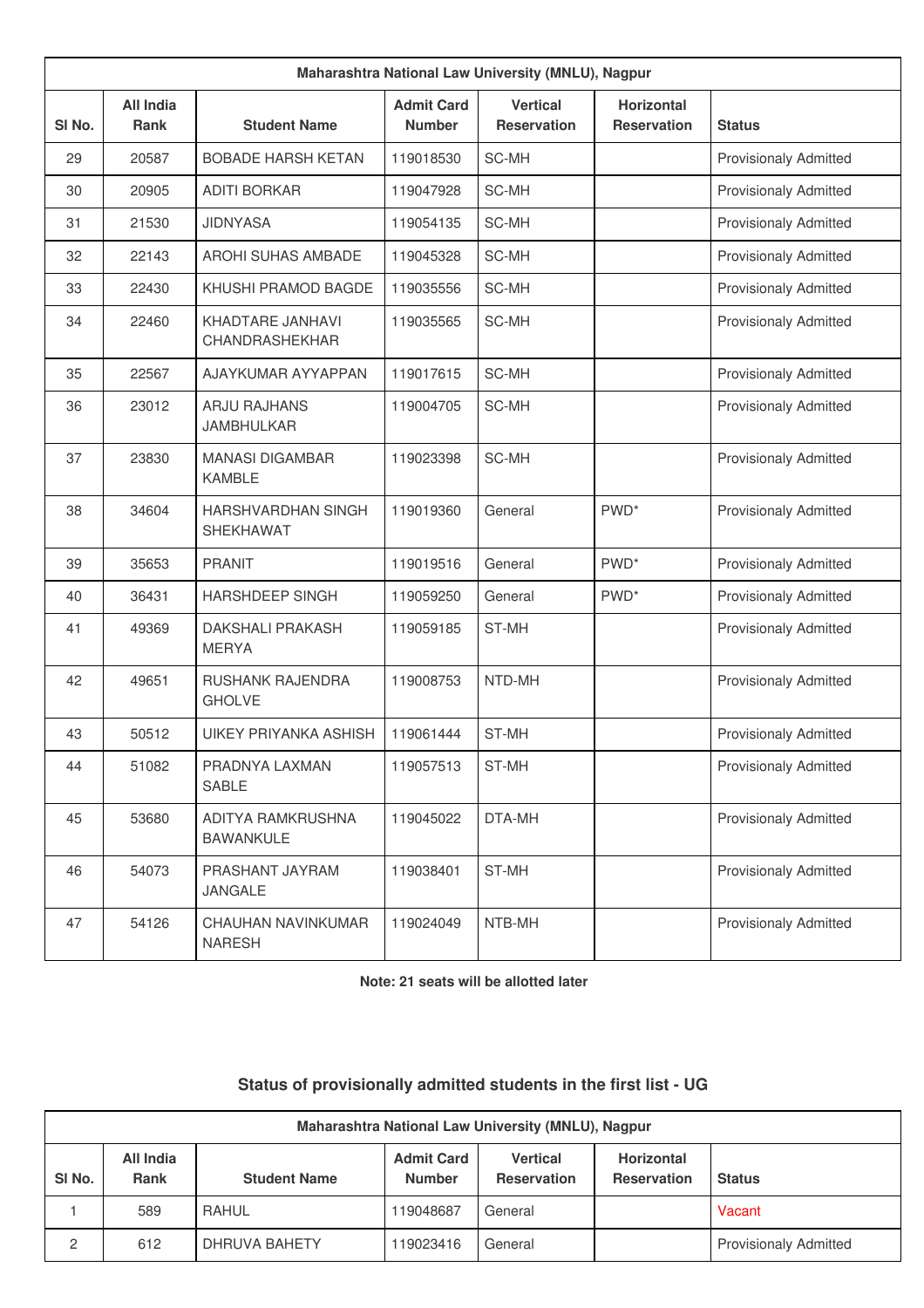| Maharashtra National Law University (MNLU), Nagpur | | | | | | |
|---|---|---|---|---|---|---|
| Sl No. | All India Rank | Student Name | Admit Card Number | Vertical Reservation | Horizontal Reservation | Status |
| 29 | 20587 | BOBADE HARSH KETAN | 119018530 | SC-MH | | Provisionaly Admitted |
| 30 | 20905 | ADITI BORKAR | 119047928 | SC-MH | | Provisionaly Admitted |
| 31 | 21530 | JIDNYASA | 119054135 | SC-MH | | Provisionaly Admitted |
| 32 | 22143 | AROHI SUHAS AMBADE | 119045328 | SC-MH | | Provisionaly Admitted |
| 33 | 22430 | KHUSHI PRAMOD BAGDE | 119035556 | SC-MH | | Provisionaly Admitted |
| 34 | 22460 | KHADTARE JANHAVI CHANDRASHEKHAR | 119035565 | SC-MH | | Provisionaly Admitted |
| 35 | 22567 | AJAYKUMAR AYYAPPAN | 119017615 | SC-MH | | Provisionaly Admitted |
| 36 | 23012 | ARJU RAJHANS JAMBHULKAR | 119004705 | SC-MH | | Provisionaly Admitted |
| 37 | 23830 | MANASI DIGAMBAR KAMBLE | 119023398 | SC-MH | | Provisionaly Admitted |
| 38 | 34604 | HARSHVARDHAN SINGH SHEKHAWAT | 119019360 | General | PWD* | Provisionaly Admitted |
| 39 | 35653 | PRANIT | 119019516 | General | PWD* | Provisionaly Admitted |
| 40 | 36431 | HARSHDEEP SINGH | 119059250 | General | PWD* | Provisionaly Admitted |
| 41 | 49369 | DAKSHALI PRAKASH MERYA | 119059185 | ST-MH | | Provisionaly Admitted |
| 42 | 49651 | RUSHANK RAJENDRA GHOLVE | 119008753 | NTD-MH | | Provisionaly Admitted |
| 43 | 50512 | UIKEY PRIYANKA ASHISH | 119061444 | ST-MH | | Provisionaly Admitted |
| 44 | 51082 | PRADNYA LAXMAN SABLE | 119057513 | ST-MH | | Provisionaly Admitted |
| 45 | 53680 | ADITYA RAMKRUSHNA BAWANKULE | 119045022 | DTA-MH | | Provisionaly Admitted |
| 46 | 54073 | PRASHANT JAYRAM JANGALE | 119038401 | ST-MH | | Provisionaly Admitted |
| 47 | 54126 | CHAUHAN NAVINKUMAR NARESH | 119024049 | NTB-MH | | Provisionaly Admitted |

**Note: 21 seats will be allotted later**

## Status of provisionally admitted students in the first list - UG

| Maharashtra National Law University (MNLU), Nagpur | | | | | | |
|---|---|---|---|---|---|---|
| Sl No. | All India Rank | Student Name | Admit Card Number | Vertical Reservation | Horizontal Reservation | Status |
| 1 | 589 | RAHUL | 119048687 | General | | Vacant |
| 2 | 612 | DHRUVA BAHETY | 119023416 | General | | Provisionaly Admitted |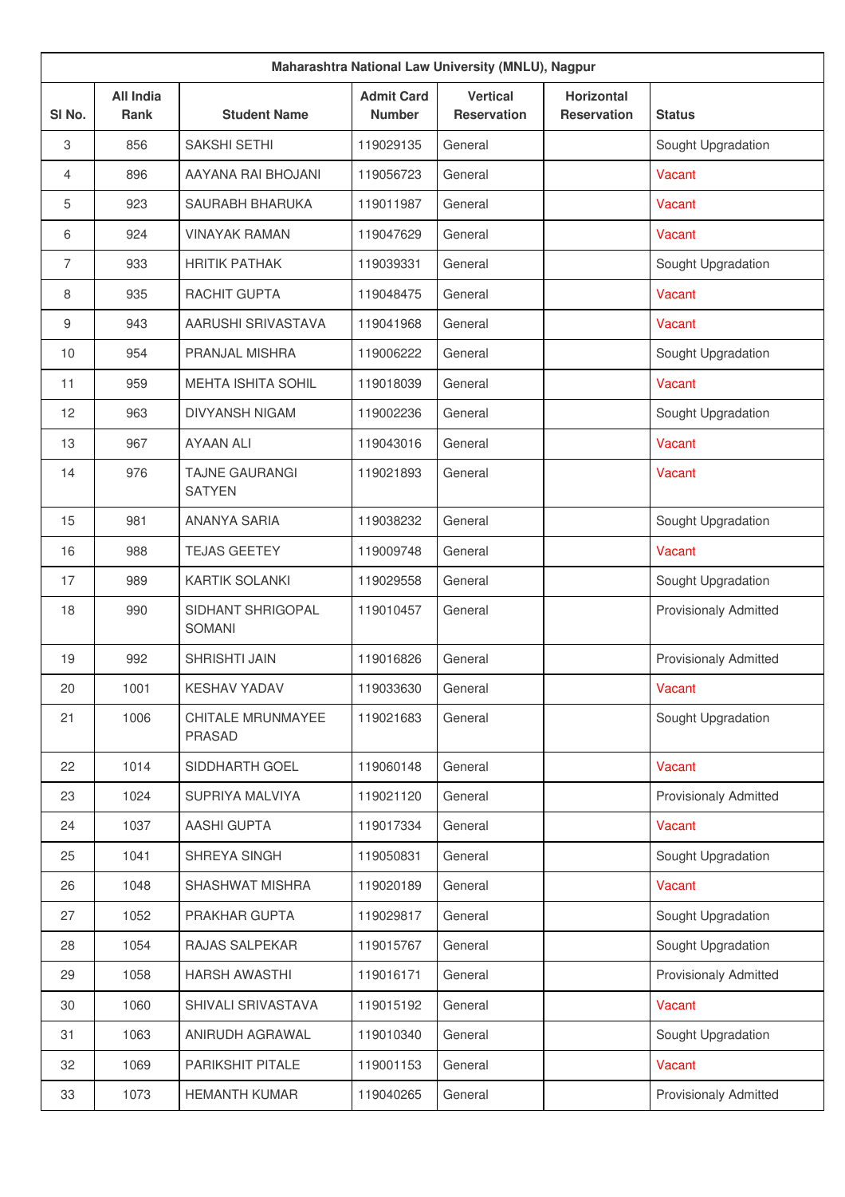| Maharashtra National Law University (MNLU), Nagpur | | | | | | |
|---|---|---|---|---|---|---|
| Sl No. | All India Rank | Student Name | Admit Card Number | Vertical Reservation | Horizontal Reservation | Status |
| 3 | 856 | SAKSHI SETHI | 119029135 | General | | Sought Upgradation |
| 4 | 896 | AAYANA RAI BHOJANI | 119056723 | General | | Vacant |
| 5 | 923 | SAURABH BHARUKA | 119011987 | General | | Vacant |
| 6 | 924 | VINAYAK RAMAN | 119047629 | General | | Vacant |
| 7 | 933 | HRITIK PATHAK | 119039331 | General | | Sought Upgradation |
| 8 | 935 | RACHIT GUPTA | 119048475 | General | | Vacant |
| 9 | 943 | AARUSHI SRIVASTAVA | 119041968 | General | | Vacant |
| 10 | 954 | PRANJAL MISHRA | 119006222 | General | | Sought Upgradation |
| 11 | 959 | MEHTA ISHITA SOHIL | 119018039 | General | | Vacant |
| 12 | 963 | DIVYANSH NIGAM | 119002236 | General | | Sought Upgradation |
| 13 | 967 | AYAAN ALI | 119043016 | General | | Vacant |
| 14 | 976 | TAJNE GAURANGI SATYEN | 119021893 | General | | Vacant |
| 15 | 981 | ANANYA SARIA | 119038232 | General | | Sought Upgradation |
| 16 | 988 | TEJAS GEETEY | 119009748 | General | | Vacant |
| 17 | 989 | KARTIK SOLANKI | 119029558 | General | | Sought Upgradation |
| 18 | 990 | SIDHANT SHRIGOPAL SOMANI | 119010457 | General | | Provisionaly Admitted |
| 19 | 992 | SHRISHTI JAIN | 119016826 | General | | Provisionaly Admitted |
| 20 | 1001 | KESHAV YADAV | 119033630 | General | | Vacant |
| 21 | 1006 | CHITALE MRUNMAYEE PRASAD | 119021683 | General | | Sought Upgradation |
| 22 | 1014 | SIDDHARTH GOEL | 119060148 | General | | Vacant |
| 23 | 1024 | SUPRIYA MALVIYA | 119021120 | General | | Provisionaly Admitted |
| 24 | 1037 | AASHI GUPTA | 119017334 | General | | Vacant |
| 25 | 1041 | SHREYA SINGH | 119050831 | General | | Sought Upgradation |
| 26 | 1048 | SHASHWAT MISHRA | 119020189 | General | | Vacant |
| 27 | 1052 | PRAKHAR GUPTA | 119029817 | General | | Sought Upgradation |
| 28 | 1054 | RAJAS SALPEKAR | 119015767 | General | | Sought Upgradation |
| 29 | 1058 | HARSH AWASTHI | 119016171 | General | | Provisionaly Admitted |
| 30 | 1060 | SHIVALI SRIVASTAVA | 119015192 | General | | Vacant |
| 31 | 1063 | ANIRUDH AGRAWAL | 119010340 | General | | Sought Upgradation |
| 32 | 1069 | PARIKSHIT PITALE | 119001153 | General | | Vacant |
| 33 | 1073 | HEMANTH KUMAR | 119040265 | General | | Provisionaly Admitted |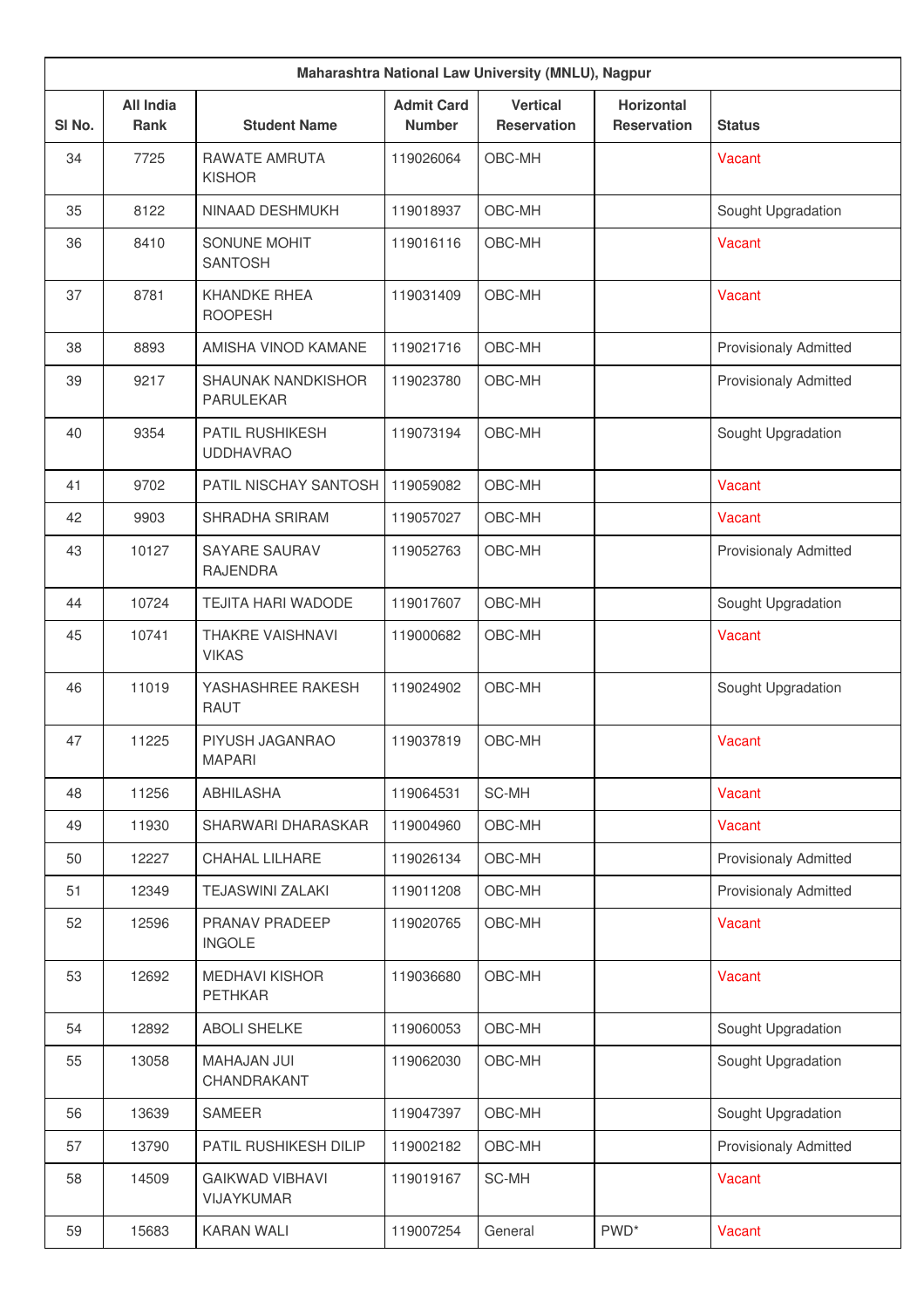| Maharashtra National Law University (MNLU), Nagpur | | | | | | |
|---|---|---|---|---|---|---|
| Sl No. | All India Rank | Student Name | Admit Card Number | Vertical Reservation | Horizontal Reservation | Status |
| 34 | 7725 | RAWATE AMRUTA KISHOR | 119026064 | OBC-MH | | Vacant |
| 35 | 8122 | NINAAD DESHMUKH | 119018937 | OBC-MH | | Sought Upgradation |
| 36 | 8410 | SONUNE MOHIT SANTOSH | 119016116 | OBC-MH | | Vacant |
| 37 | 8781 | KHANDKE RHEA ROOPESH | 119031409 | OBC-MH | | Vacant |
| 38 | 8893 | AMISHA VINOD KAMANE | 119021716 | OBC-MH | | Provisionaly Admitted |
| 39 | 9217 | SHAUNAK NANDKISHOR PARULEKAR | 119023780 | OBC-MH | | Provisionaly Admitted |
| 40 | 9354 | PATIL RUSHIKESH UDDHAVRAO | 119073194 | OBC-MH | | Sought Upgradation |
| 41 | 9702 | PATIL NISCHAY SANTOSH | 119059082 | OBC-MH | | Vacant |
| 42 | 9903 | SHRADHA SRIRAM | 119057027 | OBC-MH | | Vacant |
| 43 | 10127 | SAYARE SAURAV RAJENDRA | 119052763 | OBC-MH | | Provisionaly Admitted |
| 44 | 10724 | TEJITA HARI WADODE | 119017607 | OBC-MH | | Sought Upgradation |
| 45 | 10741 | THAKRE VAISHNAVI VIKAS | 119000682 | OBC-MH | | Vacant |
| 46 | 11019 | YASHASHREE RAKESH RAUT | 119024902 | OBC-MH | | Sought Upgradation |
| 47 | 11225 | PIYUSH JAGANRAO MAPARI | 119037819 | OBC-MH | | Vacant |
| 48 | 11256 | ABHILASHA | 119064531 | SC-MH | | Vacant |
| 49 | 11930 | SHARWARI DHARASKAR | 119004960 | OBC-MH | | Vacant |
| 50 | 12227 | CHAHAL LILHARE | 119026134 | OBC-MH | | Provisionaly Admitted |
| 51 | 12349 | TEJASWINI ZALAKI | 119011208 | OBC-MH | | Provisionaly Admitted |
| 52 | 12596 | PRANAV PRADEEP INGOLE | 119020765 | OBC-MH | | Vacant |
| 53 | 12692 | MEDHAVI KISHOR PETHKAR | 119036680 | OBC-MH | | Vacant |
| 54 | 12892 | ABOLI SHELKE | 119060053 | OBC-MH | | Sought Upgradation |
| 55 | 13058 | MAHAJAN JUI CHANDRAKANT | 119062030 | OBC-MH | | Sought Upgradation |
| 56 | 13639 | SAMEER | 119047397 | OBC-MH | | Sought Upgradation |
| 57 | 13790 | PATIL RUSHIKESH DILIP | 119002182 | OBC-MH | | Provisionaly Admitted |
| 58 | 14509 | GAIKWAD VIBHAVI VIJAYKUMAR | 119019167 | SC-MH | | Vacant |
| 59 | 15683 | KARAN WALI | 119007254 | General | PWD* | Vacant |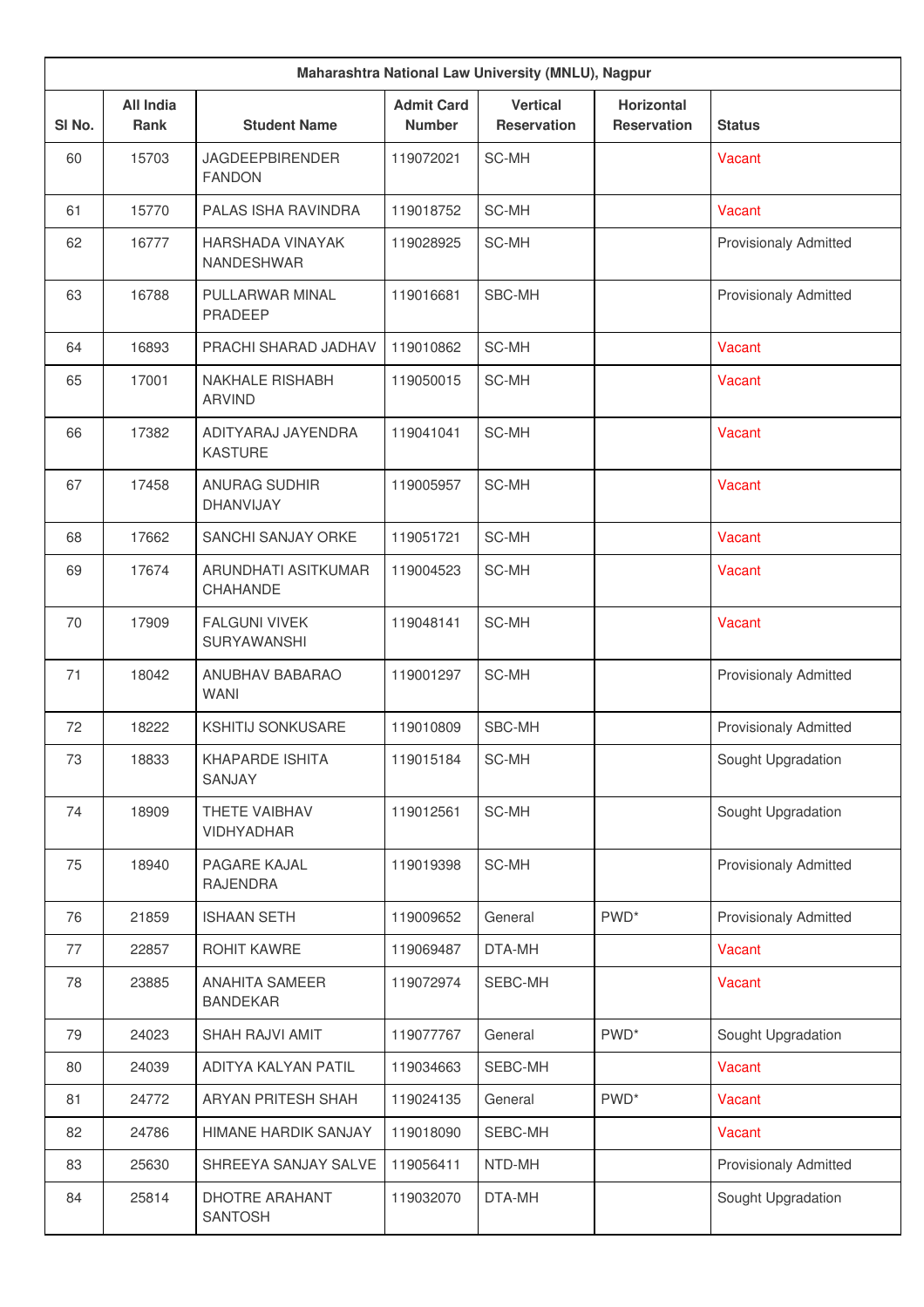| Maharashtra National Law University (MNLU), Nagpur | | | | | | |
|---|---|---|---|---|---|---|
| Sl No. | All India Rank | Student Name | Admit Card Number | Vertical Reservation | Horizontal Reservation | Status |
| 60 | 15703 | JAGDEEPBIRENDER FANDON | 119072021 | SC-MH | | Vacant |
| 61 | 15770 | PALAS ISHA RAVINDRA | 119018752 | SC-MH | | Vacant |
| 62 | 16777 | HARSHADA VINAYAK NANDESHWAR | 119028925 | SC-MH | | Provisionaly Admitted |
| 63 | 16788 | PULLARWAR MINAL PRADEEP | 119016681 | SBC-MH | | Provisionaly Admitted |
| 64 | 16893 | PRACHI SHARAD JADHAV | 119010862 | SC-MH | | Vacant |
| 65 | 17001 | NAKHALE RISHABH ARVIND | 119050015 | SC-MH | | Vacant |
| 66 | 17382 | ADITYARAJ JAYENDRA KASTURE | 119041041 | SC-MH | | Vacant |
| 67 | 17458 | ANURAG SUDHIR DHANVIJAY | 119005957 | SC-MH | | Vacant |
| 68 | 17662 | SANCHI SANJAY ORKE | 119051721 | SC-MH | | Vacant |
| 69 | 17674 | ARUNDHATI ASITKUMAR CHAHANDE | 119004523 | SC-MH | | Vacant |
| 70 | 17909 | FALGUNI VIVEK SURYAWANSHI | 119048141 | SC-MH | | Vacant |
| 71 | 18042 | ANUBHAV BABARAO WANI | 119001297 | SC-MH | | Provisionaly Admitted |
| 72 | 18222 | KSHITIJ SONKUSARE | 119010809 | SBC-MH | | Provisionaly Admitted |
| 73 | 18833 | KHAPARDE ISHITA SANJAY | 119015184 | SC-MH | | Sought Upgradation |
| 74 | 18909 | THETE VAIBHAV VIDHYADHAR | 119012561 | SC-MH | | Sought Upgradation |
| 75 | 18940 | PAGARE KAJAL RAJENDRA | 119019398 | SC-MH | | Provisionaly Admitted |
| 76 | 21859 | ISHAAN SETH | 119009652 | General | PWD* | Provisionaly Admitted |
| 77 | 22857 | ROHIT KAWRE | 119069487 | DTA-MH | | Vacant |
| 78 | 23885 | ANAHITA SAMEER BANDEKAR | 119072974 | SEBC-MH | | Vacant |
| 79 | 24023 | SHAH RAJVI AMIT | 119077767 | General | PWD* | Sought Upgradation |
| 80 | 24039 | ADITYA KALYAN PATIL | 119034663 | SEBC-MH | | Vacant |
| 81 | 24772 | ARYAN PRITESH SHAH | 119024135 | General | PWD* | Vacant |
| 82 | 24786 | HIMANE HARDIK SANJAY | 119018090 | SEBC-MH | | Vacant |
| 83 | 25630 | SHREEYA SANJAY SALVE | 119056411 | NTD-MH | | Provisionaly Admitted |
| 84 | 25814 | DHOTRE ARAHANT SANTOSH | 119032070 | DTA-MH | | Sought Upgradation |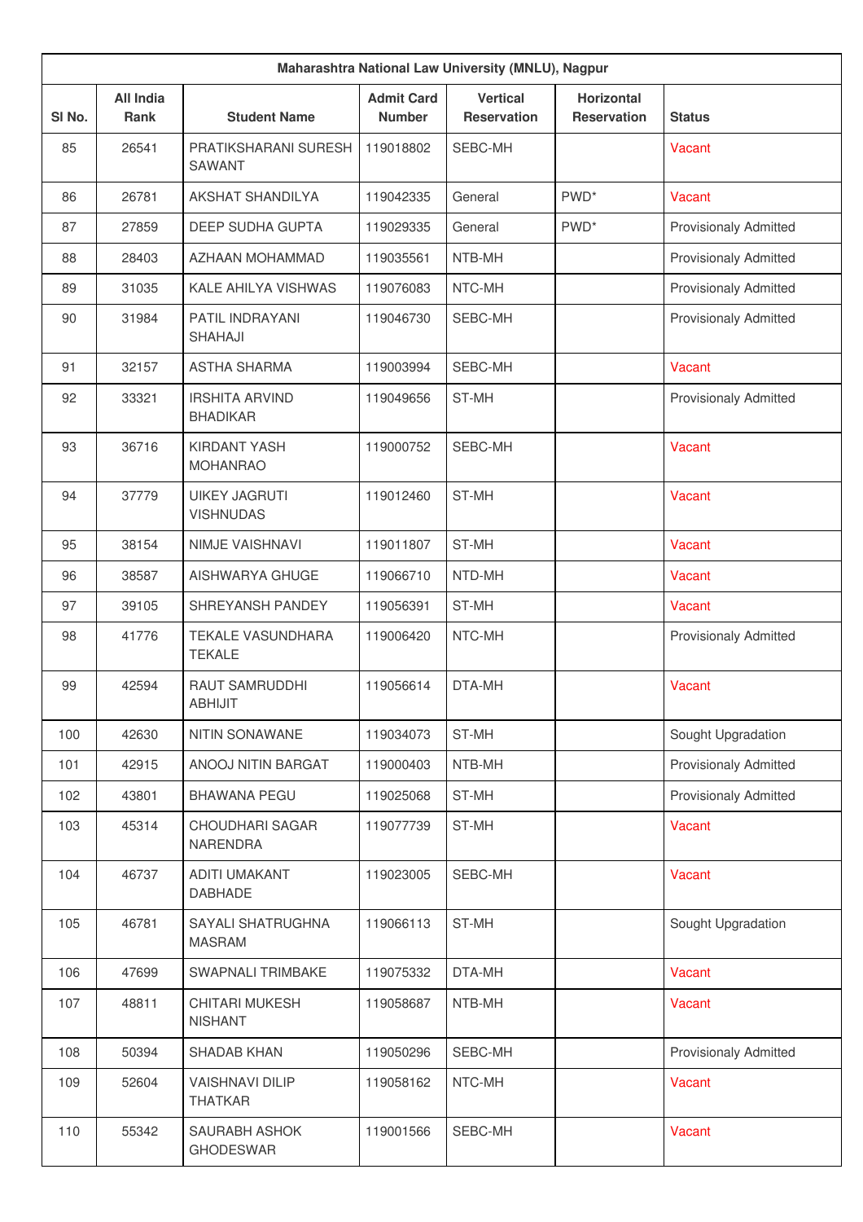| Maharashtra National Law University (MNLU), Nagpur | | | | | | |
|---|---|---|---|---|---|---|
| Sl No. | All India Rank | Student Name | Admit Card Number | Vertical Reservation | Horizontal Reservation | Status |
| 85 | 26541 | PRATIKSHARANI SURESH SAWANT | 119018802 | SEBC-MH | | Vacant |
| 86 | 26781 | AKSHAT SHANDILYA | 119042335 | General | PWD* | Vacant |
| 87 | 27859 | DEEP SUDHA GUPTA | 119029335 | General | PWD* | Provisionaly Admitted |
| 88 | 28403 | AZHAAN MOHAMMAD | 119035561 | NTB-MH | | Provisionaly Admitted |
| 89 | 31035 | KALE AHILYA VISHWAS | 119076083 | NTC-MH | | Provisionaly Admitted |
| 90 | 31984 | PATIL INDRAYANI SHAHAJI | 119046730 | SEBC-MH | | Provisionaly Admitted |
| 91 | 32157 | ASTHA SHARMA | 119003994 | SEBC-MH | | Vacant |
| 92 | 33321 | IRSHITA ARVIND BHADIKAR | 119049656 | ST-MH | | Provisionaly Admitted |
| 93 | 36716 | KIRDANT YASH MOHANRAO | 119000752 | SEBC-MH | | Vacant |
| 94 | 37779 | UIKEY JAGRUTI VISHNUDAS | 119012460 | ST-MH | | Vacant |
| 95 | 38154 | NIMJE VAISHNAVI | 119011807 | ST-MH | | Vacant |
| 96 | 38587 | AISHWARYA GHUGE | 119066710 | NTD-MH | | Vacant |
| 97 | 39105 | SHREYANSH PANDEY | 119056391 | ST-MH | | Vacant |
| 98 | 41776 | TEKALE VASUNDHARA TEKALE | 119006420 | NTC-MH | | Provisionaly Admitted |
| 99 | 42594 | RAUT SAMRUDDHI ABHIJIT | 119056614 | DTA-MH | | Vacant |
| 100 | 42630 | NITIN SONAWANE | 119034073 | ST-MH | | Sought Upgradation |
| 101 | 42915 | ANOOJ NITIN BARGAT | 119000403 | NTB-MH | | Provisionaly Admitted |
| 102 | 43801 | BHAWANA PEGU | 119025068 | ST-MH | | Provisionaly Admitted |
| 103 | 45314 | CHOUDHARI SAGAR NARENDRA | 119077739 | ST-MH | | Vacant |
| 104 | 46737 | ADITI UMAKANT DABHADE | 119023005 | SEBC-MH | | Vacant |
| 105 | 46781 | SAYALI SHATRUGHNA MASRAM | 119066113 | ST-MH | | Sought Upgradation |
| 106 | 47699 | SWAPNALI TRIMBAKE | 119075332 | DTA-MH | | Vacant |
| 107 | 48811 | CHITARI MUKESH NISHANT | 119058687 | NTB-MH | | Vacant |
| 108 | 50394 | SHADAB KHAN | 119050296 | SEBC-MH | | Provisionaly Admitted |
| 109 | 52604 | VAISHNAVI DILIP THATKAR | 119058162 | NTC-MH | | Vacant |
| 110 | 55342 | SAURABH ASHOK GHODESWAR | 119001566 | SEBC-MH | | Vacant |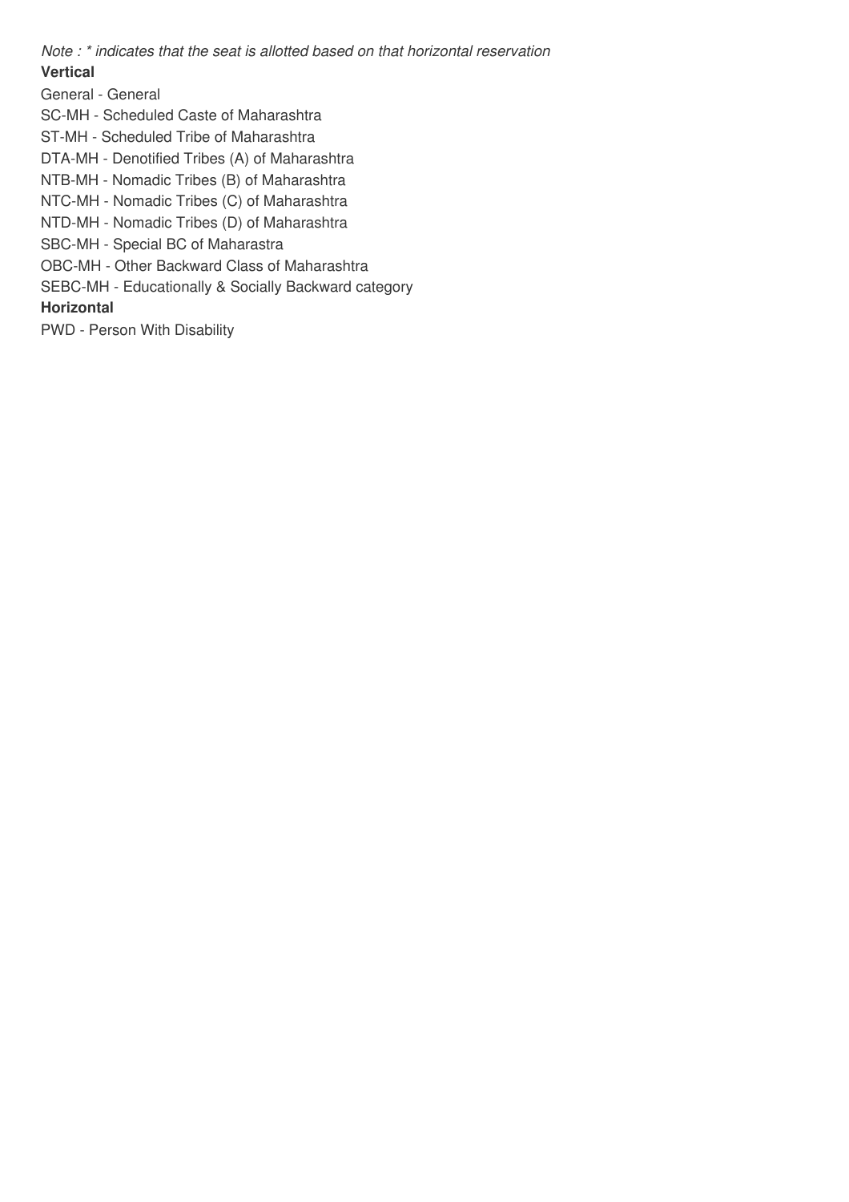*Note : * indicates that the seat is allotted based on that horizontal reservation*

**Vertical**

General - General

SC-MH - Scheduled Caste of Maharashtra

ST-MH - Scheduled Tribe of Maharashtra

DTA-MH - Denotified Tribes (A) of Maharashtra

NTB-MH - Nomadic Tribes (B) of Maharashtra

NTC-MH - Nomadic Tribes (C) of Maharashtra

NTD-MH - Nomadic Tribes (D) of Maharashtra

SBC-MH - Special BC of Maharastra

OBC-MH - Other Backward Class of Maharashtra

SEBC-MH - Educationally & Socially Backward category

**Horizontal**

PWD - Person With Disability